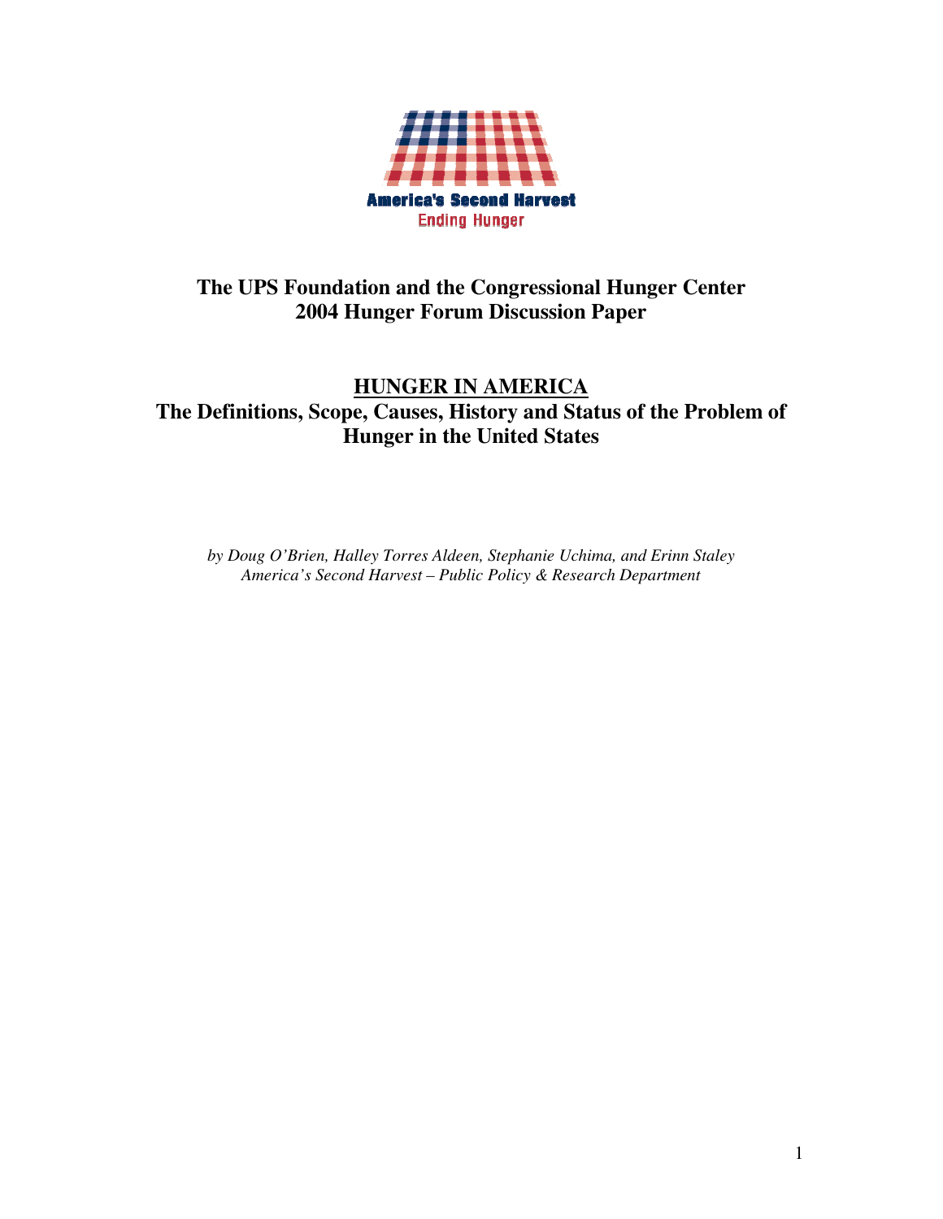America's Second Harvest
Ending Hunger

## The UPS Foundation and the Congressional Hunger Center 2004 Hunger Forum Discussion Paper

# HUNGER IN AMERICA
## The Definitions, Scope, Causes, History and Status of the Problem of Hunger in the United States

*by Doug O'Brien, Halley Torres Aldeen, Stephanie Uchima, and Erinn Staley*
*America's Second Harvest – Public Policy & Research Department*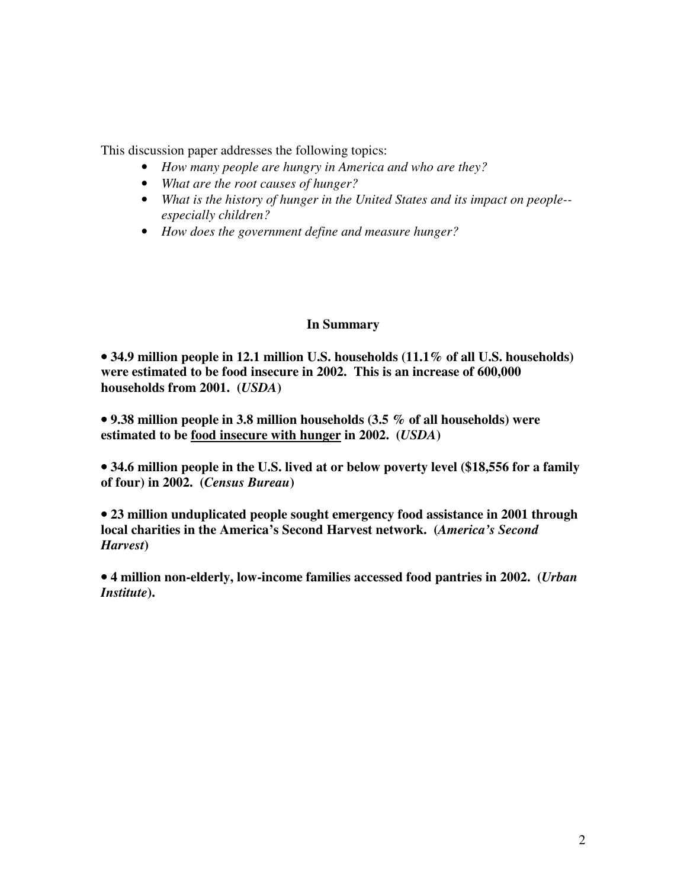This discussion paper addresses the following topics:

- *How many people are hungry in America and who are they?*
- *What are the root causes of hunger?*
- *What is the history of hunger in the United States and its impact on people--especially children?*
- *How does the government define and measure hunger?*

**In Summary**

**• 34.9 million people in 12.1 million U.S. households (11.1% of all U.S. households) were estimated to be food insecure in 2002. This is an increase of 600,000 households from 2001. (*USDA*)**

**• 9.38 million people in 3.8 million households (3.5 % of all households) were estimated to be <u>food insecure with hunger</u> in 2002. (*USDA*)**

**• 34.6 million people in the U.S. lived at or below poverty level ($18,556 for a family of four) in 2002. (*Census Bureau*)**

**• 23 million unduplicated people sought emergency food assistance in 2001 through local charities in the America's Second Harvest network. (*America's Second Harvest*)**

**• 4 million non-elderly, low-income families accessed food pantries in 2002. (*Urban Institute*).**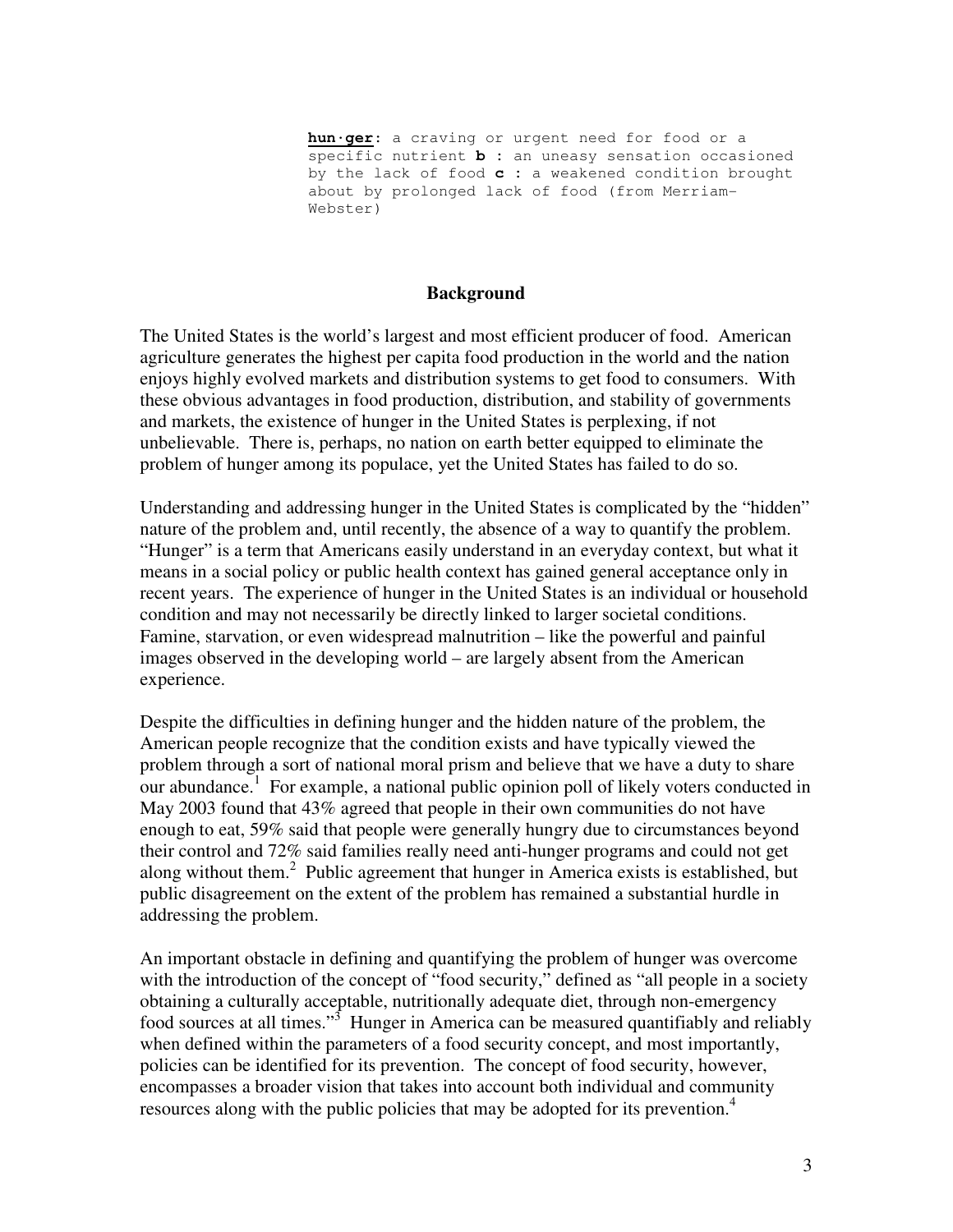**hun·ger**: a craving or urgent need for food or a specific nutrient **b** : an uneasy sensation occasioned by the lack of food **c** : a weakened condition brought about by prolonged lack of food (from Merriam-Webster)

## Background

The United States is the world's largest and most efficient producer of food. American agriculture generates the highest per capita food production in the world and the nation enjoys highly evolved markets and distribution systems to get food to consumers. With these obvious advantages in food production, distribution, and stability of governments and markets, the existence of hunger in the United States is perplexing, if not unbelievable. There is, perhaps, no nation on earth better equipped to eliminate the problem of hunger among its populace, yet the United States has failed to do so.

Understanding and addressing hunger in the United States is complicated by the "hidden" nature of the problem and, until recently, the absence of a way to quantify the problem. "Hunger" is a term that Americans easily understand in an everyday context, but what it means in a social policy or public health context has gained general acceptance only in recent years. The experience of hunger in the United States is an individual or household condition and may not necessarily be directly linked to larger societal conditions. Famine, starvation, or even widespread malnutrition – like the powerful and painful images observed in the developing world – are largely absent from the American experience.

Despite the difficulties in defining hunger and the hidden nature of the problem, the American people recognize that the condition exists and have typically viewed the problem through a sort of national moral prism and believe that we have a duty to share our abundance.[1] For example, a national public opinion poll of likely voters conducted in May 2003 found that 43% agreed that people in their own communities do not have enough to eat, 59% said that people were generally hungry due to circumstances beyond their control and 72% said families really need anti-hunger programs and could not get along without them.[2] Public agreement that hunger in America exists is established, but public disagreement on the extent of the problem has remained a substantial hurdle in addressing the problem.

An important obstacle in defining and quantifying the problem of hunger was overcome with the introduction of the concept of "food security," defined as "all people in a society obtaining a culturally acceptable, nutritionally adequate diet, through non-emergency food sources at all times."[3] Hunger in America can be measured quantifiably and reliably when defined within the parameters of a food security concept, and most importantly, policies can be identified for its prevention. The concept of food security, however, encompasses a broader vision that takes into account both individual and community resources along with the public policies that may be adopted for its prevention.[4]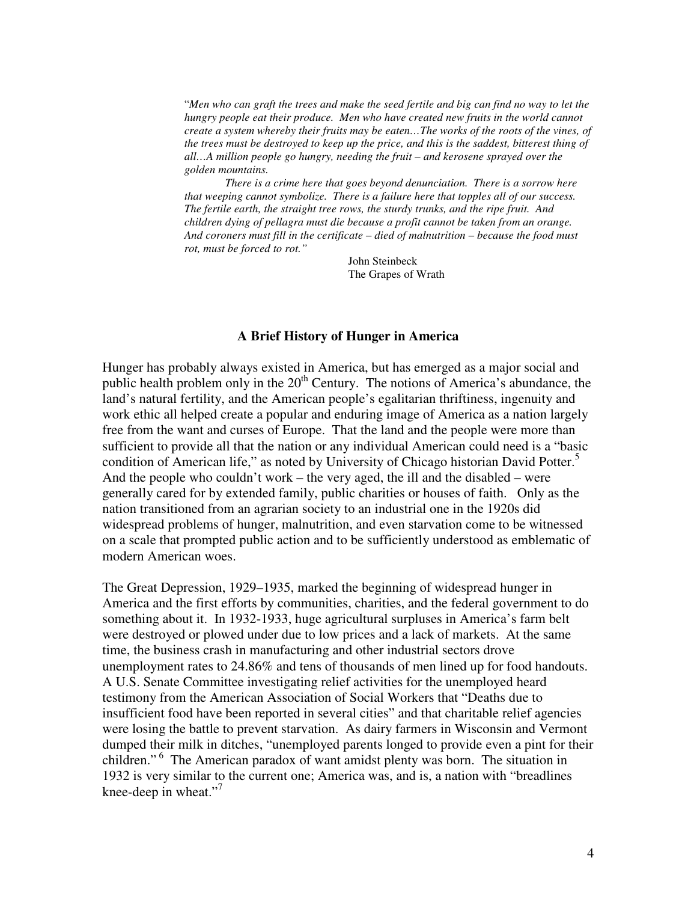"*Men who can graft the trees and make the seed fertile and big can find no way to let the hungry people eat their produce. Men who have created new fruits in the world cannot create a system whereby their fruits may be eaten…The works of the roots of the vines, of the trees must be destroyed to keep up the price, and this is the saddest, bitterest thing of all…A million people go hungry, needing the fruit – and kerosene sprayed over the golden mountains.*

*There is a crime here that goes beyond denunciation. There is a sorrow here that weeping cannot symbolize. There is a failure here that topples all of our success. The fertile earth, the straight tree rows, the sturdy trunks, and the ripe fruit. And children dying of pellagra must die because a profit cannot be taken from an orange. And coroners must fill in the certificate – died of malnutrition – because the food must rot, must be forced to rot."*

John Steinbeck
The Grapes of Wrath

## A Brief History of Hunger in America

Hunger has probably always existed in America, but has emerged as a major social and public health problem only in the 20th Century. The notions of America's abundance, the land's natural fertility, and the American people's egalitarian thriftiness, ingenuity and work ethic all helped create a popular and enduring image of America as a nation largely free from the want and curses of Europe. That the land and the people were more than sufficient to provide all that the nation or any individual American could need is a "basic condition of American life," as noted by University of Chicago historian David Potter.[5] And the people who couldn't work – the very aged, the ill and the disabled – were generally cared for by extended family, public charities or houses of faith. Only as the nation transitioned from an agrarian society to an industrial one in the 1920s did widespread problems of hunger, malnutrition, and even starvation come to be witnessed on a scale that prompted public action and to be sufficiently understood as emblematic of modern American woes.

The Great Depression, 1929–1935, marked the beginning of widespread hunger in America and the first efforts by communities, charities, and the federal government to do something about it. In 1932-1933, huge agricultural surpluses in America's farm belt were destroyed or plowed under due to low prices and a lack of markets. At the same time, the business crash in manufacturing and other industrial sectors drove unemployment rates to 24.86% and tens of thousands of men lined up for food handouts. A U.S. Senate Committee investigating relief activities for the unemployed heard testimony from the American Association of Social Workers that "Deaths due to insufficient food have been reported in several cities" and that charitable relief agencies were losing the battle to prevent starvation. As dairy farmers in Wisconsin and Vermont dumped their milk in ditches, "unemployed parents longed to provide even a pint for their children."[6] The American paradox of want amidst plenty was born. The situation in 1932 is very similar to the current one; America was, and is, a nation with "breadlines knee-deep in wheat."[7]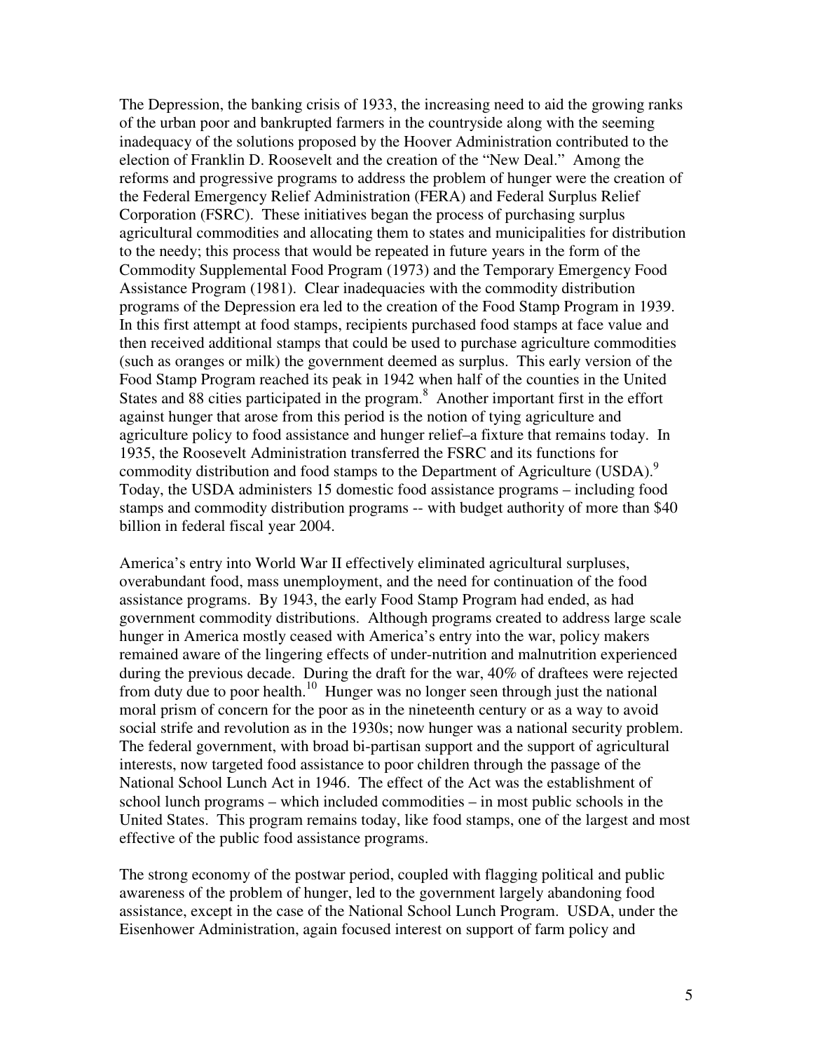The Depression, the banking crisis of 1933, the increasing need to aid the growing ranks of the urban poor and bankrupted farmers in the countryside along with the seeming inadequacy of the solutions proposed by the Hoover Administration contributed to the election of Franklin D. Roosevelt and the creation of the "New Deal." Among the reforms and progressive programs to address the problem of hunger were the creation of the Federal Emergency Relief Administration (FERA) and Federal Surplus Relief Corporation (FSRC). These initiatives began the process of purchasing surplus agricultural commodities and allocating them to states and municipalities for distribution to the needy; this process that would be repeated in future years in the form of the Commodity Supplemental Food Program (1973) and the Temporary Emergency Food Assistance Program (1981). Clear inadequacies with the commodity distribution programs of the Depression era led to the creation of the Food Stamp Program in 1939. In this first attempt at food stamps, recipients purchased food stamps at face value and then received additional stamps that could be used to purchase agriculture commodities (such as oranges or milk) the government deemed as surplus. This early version of the Food Stamp Program reached its peak in 1942 when half of the counties in the United States and 88 cities participated in the program.[8] Another important first in the effort against hunger that arose from this period is the notion of tying agriculture and agriculture policy to food assistance and hunger relief–a fixture that remains today. In 1935, the Roosevelt Administration transferred the FSRC and its functions for commodity distribution and food stamps to the Department of Agriculture (USDA).[9] Today, the USDA administers 15 domestic food assistance programs – including food stamps and commodity distribution programs -- with budget authority of more than $40 billion in federal fiscal year 2004.

America's entry into World War II effectively eliminated agricultural surpluses, overabundant food, mass unemployment, and the need for continuation of the food assistance programs. By 1943, the early Food Stamp Program had ended, as had government commodity distributions. Although programs created to address large scale hunger in America mostly ceased with America's entry into the war, policy makers remained aware of the lingering effects of under-nutrition and malnutrition experienced during the previous decade. During the draft for the war, 40% of draftees were rejected from duty due to poor health.[10] Hunger was no longer seen through just the national moral prism of concern for the poor as in the nineteenth century or as a way to avoid social strife and revolution as in the 1930s; now hunger was a national security problem. The federal government, with broad bi-partisan support and the support of agricultural interests, now targeted food assistance to poor children through the passage of the National School Lunch Act in 1946. The effect of the Act was the establishment of school lunch programs – which included commodities – in most public schools in the United States. This program remains today, like food stamps, one of the largest and most effective of the public food assistance programs.

The strong economy of the postwar period, coupled with flagging political and public awareness of the problem of hunger, led to the government largely abandoning food assistance, except in the case of the National School Lunch Program. USDA, under the Eisenhower Administration, again focused interest on support of farm policy and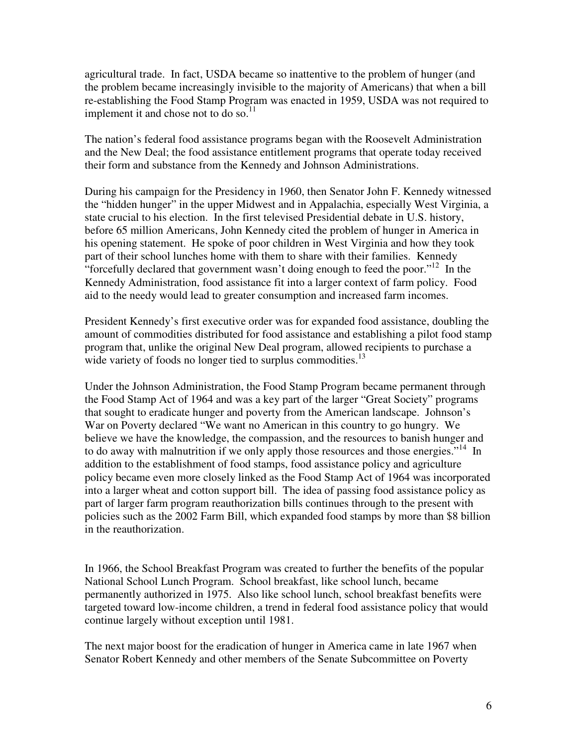agricultural trade. In fact, USDA became so inattentive to the problem of hunger (and the problem became increasingly invisible to the majority of Americans) that when a bill re-establishing the Food Stamp Program was enacted in 1959, USDA was not required to implement it and chose not to do so.[11]

The nation's federal food assistance programs began with the Roosevelt Administration and the New Deal; the food assistance entitlement programs that operate today received their form and substance from the Kennedy and Johnson Administrations.

During his campaign for the Presidency in 1960, then Senator John F. Kennedy witnessed the "hidden hunger" in the upper Midwest and in Appalachia, especially West Virginia, a state crucial to his election. In the first televised Presidential debate in U.S. history, before 65 million Americans, John Kennedy cited the problem of hunger in America in his opening statement. He spoke of poor children in West Virginia and how they took part of their school lunches home with them to share with their families. Kennedy "forcefully declared that government wasn't doing enough to feed the poor."[12] In the Kennedy Administration, food assistance fit into a larger context of farm policy. Food aid to the needy would lead to greater consumption and increased farm incomes.

President Kennedy's first executive order was for expanded food assistance, doubling the amount of commodities distributed for food assistance and establishing a pilot food stamp program that, unlike the original New Deal program, allowed recipients to purchase a wide variety of foods no longer tied to surplus commodities.[13]

Under the Johnson Administration, the Food Stamp Program became permanent through the Food Stamp Act of 1964 and was a key part of the larger "Great Society" programs that sought to eradicate hunger and poverty from the American landscape. Johnson's War on Poverty declared "We want no American in this country to go hungry. We believe we have the knowledge, the compassion, and the resources to banish hunger and to do away with malnutrition if we only apply those resources and those energies."[14] In addition to the establishment of food stamps, food assistance policy and agriculture policy became even more closely linked as the Food Stamp Act of 1964 was incorporated into a larger wheat and cotton support bill. The idea of passing food assistance policy as part of larger farm program reauthorization bills continues through to the present with policies such as the 2002 Farm Bill, which expanded food stamps by more than $8 billion in the reauthorization.

In 1966, the School Breakfast Program was created to further the benefits of the popular National School Lunch Program. School breakfast, like school lunch, became permanently authorized in 1975. Also like school lunch, school breakfast benefits were targeted toward low-income children, a trend in federal food assistance policy that would continue largely without exception until 1981.

The next major boost for the eradication of hunger in America came in late 1967 when Senator Robert Kennedy and other members of the Senate Subcommittee on Poverty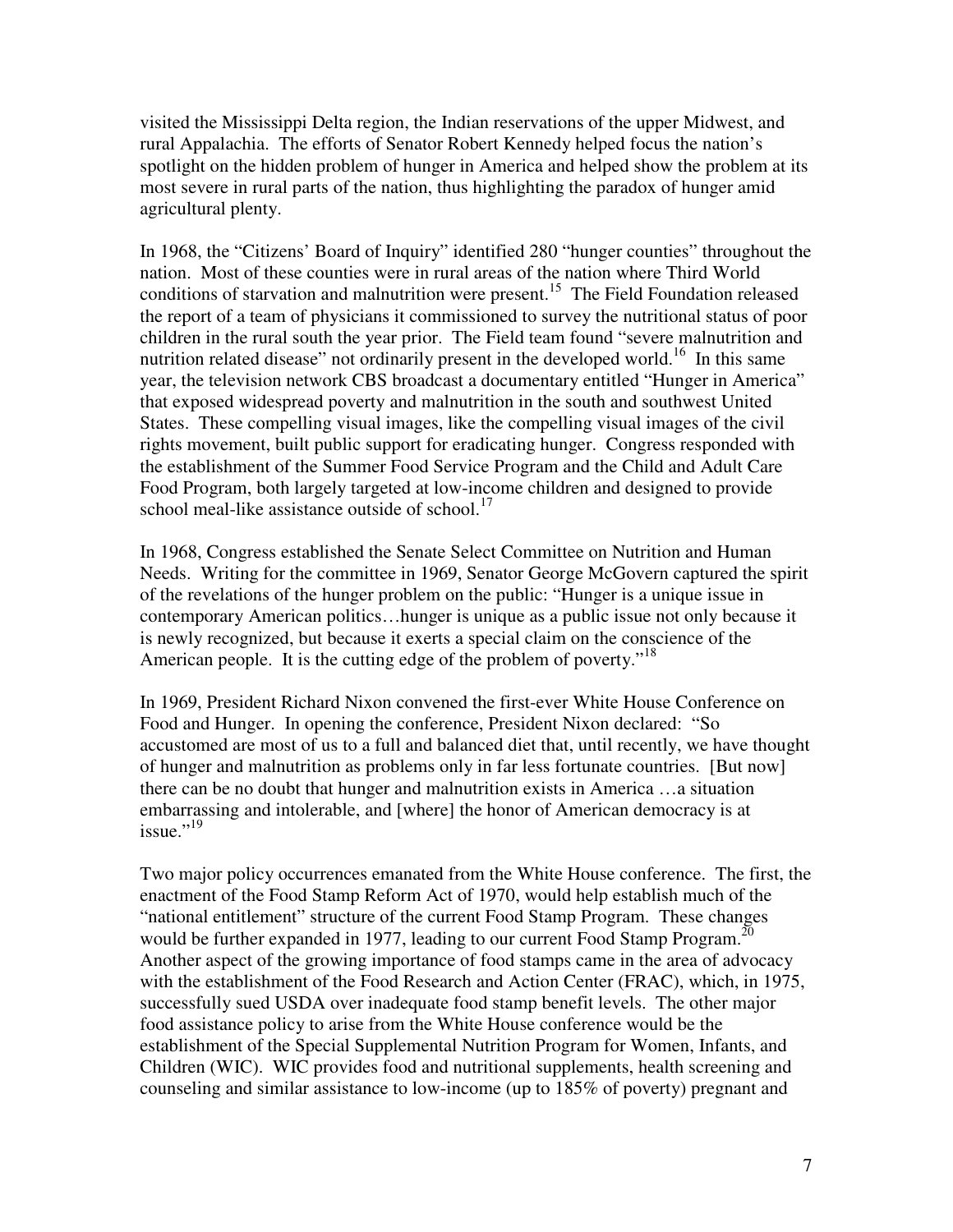visited the Mississippi Delta region, the Indian reservations of the upper Midwest, and rural Appalachia. The efforts of Senator Robert Kennedy helped focus the nation's spotlight on the hidden problem of hunger in America and helped show the problem at its most severe in rural parts of the nation, thus highlighting the paradox of hunger amid agricultural plenty.

In 1968, the "Citizens' Board of Inquiry" identified 280 "hunger counties" throughout the nation. Most of these counties were in rural areas of the nation where Third World conditions of starvation and malnutrition were present.[15] The Field Foundation released the report of a team of physicians it commissioned to survey the nutritional status of poor children in the rural south the year prior. The Field team found "severe malnutrition and nutrition related disease" not ordinarily present in the developed world.[16] In this same year, the television network CBS broadcast a documentary entitled "Hunger in America" that exposed widespread poverty and malnutrition in the south and southwest United States. These compelling visual images, like the compelling visual images of the civil rights movement, built public support for eradicating hunger. Congress responded with the establishment of the Summer Food Service Program and the Child and Adult Care Food Program, both largely targeted at low-income children and designed to provide school meal-like assistance outside of school.[17]

In 1968, Congress established the Senate Select Committee on Nutrition and Human Needs. Writing for the committee in 1969, Senator George McGovern captured the spirit of the revelations of the hunger problem on the public: "Hunger is a unique issue in contemporary American politics…hunger is unique as a public issue not only because it is newly recognized, but because it exerts a special claim on the conscience of the American people. It is the cutting edge of the problem of poverty."[18]

In 1969, President Richard Nixon convened the first-ever White House Conference on Food and Hunger. In opening the conference, President Nixon declared: "So accustomed are most of us to a full and balanced diet that, until recently, we have thought of hunger and malnutrition as problems only in far less fortunate countries. [But now] there can be no doubt that hunger and malnutrition exists in America …a situation embarrassing and intolerable, and [where] the honor of American democracy is at issue."[19]

Two major policy occurrences emanated from the White House conference. The first, the enactment of the Food Stamp Reform Act of 1970, would help establish much of the "national entitlement" structure of the current Food Stamp Program. These changes would be further expanded in 1977, leading to our current Food Stamp Program.[20] Another aspect of the growing importance of food stamps came in the area of advocacy with the establishment of the Food Research and Action Center (FRAC), which, in 1975, successfully sued USDA over inadequate food stamp benefit levels. The other major food assistance policy to arise from the White House conference would be the establishment of the Special Supplemental Nutrition Program for Women, Infants, and Children (WIC). WIC provides food and nutritional supplements, health screening and counseling and similar assistance to low-income (up to 185% of poverty) pregnant and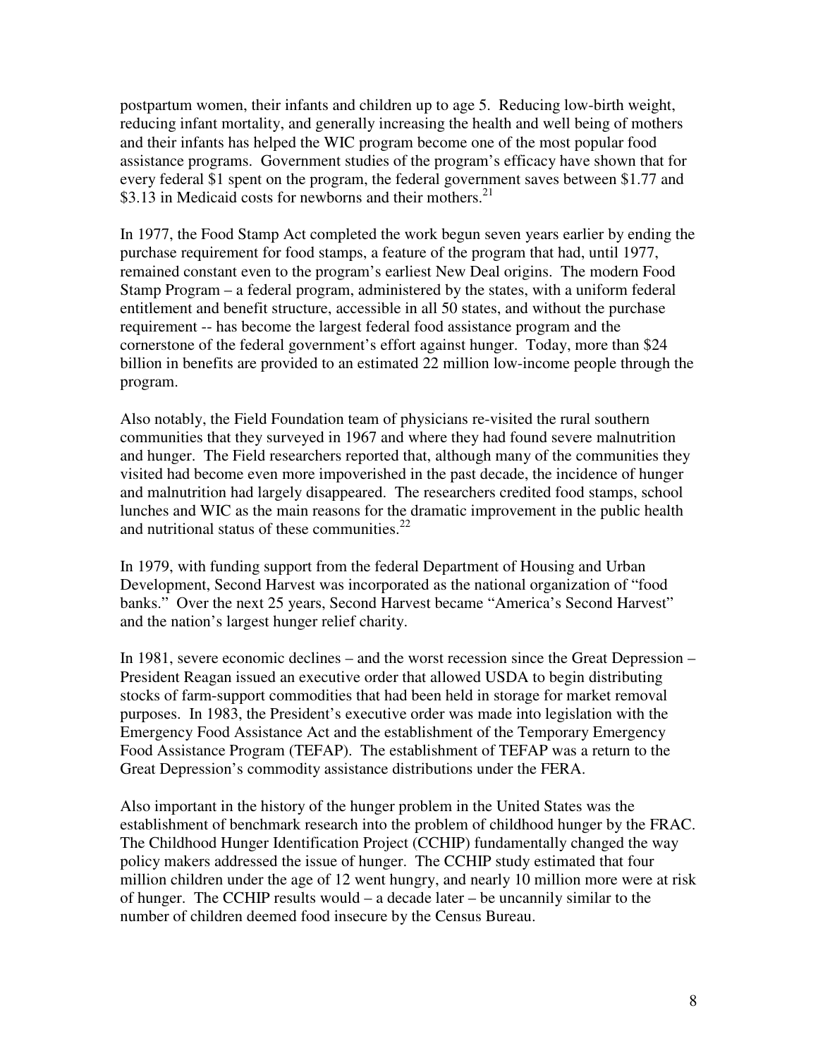postpartum women, their infants and children up to age 5. Reducing low-birth weight, reducing infant mortality, and generally increasing the health and well being of mothers and their infants has helped the WIC program become one of the most popular food assistance programs. Government studies of the program's efficacy have shown that for every federal $1 spent on the program, the federal government saves between $1.77 and $3.13 in Medicaid costs for newborns and their mothers.[21]

In 1977, the Food Stamp Act completed the work begun seven years earlier by ending the purchase requirement for food stamps, a feature of the program that had, until 1977, remained constant even to the program's earliest New Deal origins. The modern Food Stamp Program – a federal program, administered by the states, with a uniform federal entitlement and benefit structure, accessible in all 50 states, and without the purchase requirement -- has become the largest federal food assistance program and the cornerstone of the federal government's effort against hunger. Today, more than $24 billion in benefits are provided to an estimated 22 million low-income people through the program.

Also notably, the Field Foundation team of physicians re-visited the rural southern communities that they surveyed in 1967 and where they had found severe malnutrition and hunger. The Field researchers reported that, although many of the communities they visited had become even more impoverished in the past decade, the incidence of hunger and malnutrition had largely disappeared. The researchers credited food stamps, school lunches and WIC as the main reasons for the dramatic improvement in the public health and nutritional status of these communities.[22]

In 1979, with funding support from the federal Department of Housing and Urban Development, Second Harvest was incorporated as the national organization of "food banks." Over the next 25 years, Second Harvest became "America's Second Harvest" and the nation's largest hunger relief charity.

In 1981, severe economic declines – and the worst recession since the Great Depression – President Reagan issued an executive order that allowed USDA to begin distributing stocks of farm-support commodities that had been held in storage for market removal purposes. In 1983, the President's executive order was made into legislation with the Emergency Food Assistance Act and the establishment of the Temporary Emergency Food Assistance Program (TEFAP). The establishment of TEFAP was a return to the Great Depression's commodity assistance distributions under the FERA.

Also important in the history of the hunger problem in the United States was the establishment of benchmark research into the problem of childhood hunger by the FRAC. The Childhood Hunger Identification Project (CCHIP) fundamentally changed the way policy makers addressed the issue of hunger. The CCHIP study estimated that four million children under the age of 12 went hungry, and nearly 10 million more were at risk of hunger. The CCHIP results would – a decade later – be uncannily similar to the number of children deemed food insecure by the Census Bureau.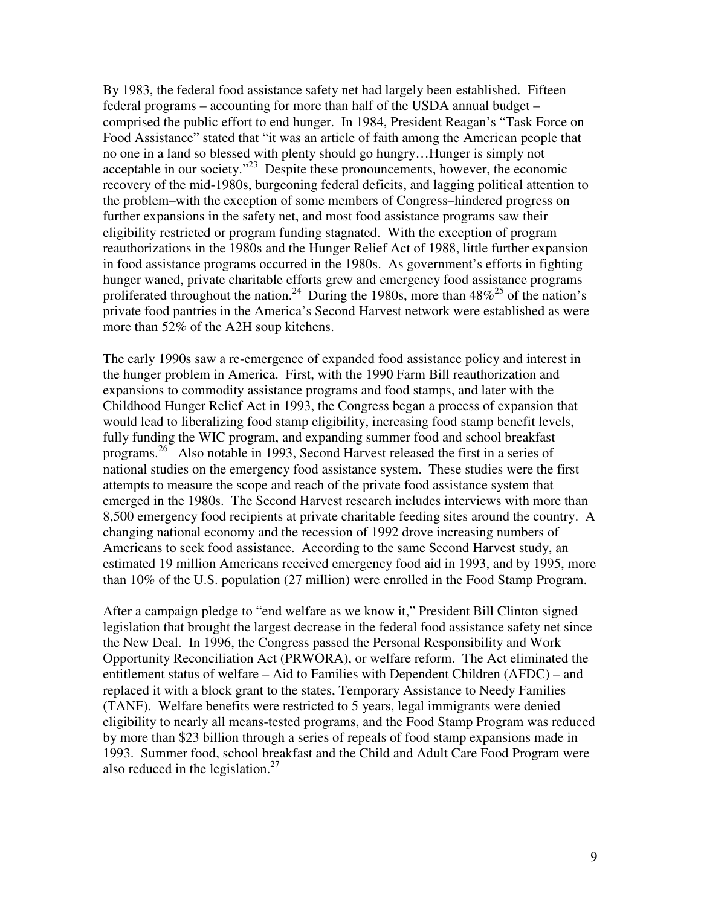By 1983, the federal food assistance safety net had largely been established. Fifteen federal programs – accounting for more than half of the USDA annual budget – comprised the public effort to end hunger. In 1984, President Reagan's "Task Force on Food Assistance" stated that "it was an article of faith among the American people that no one in a land so blessed with plenty should go hungry…Hunger is simply not acceptable in our society."[23] Despite these pronouncements, however, the economic recovery of the mid-1980s, burgeoning federal deficits, and lagging political attention to the problem–with the exception of some members of Congress–hindered progress on further expansions in the safety net, and most food assistance programs saw their eligibility restricted or program funding stagnated. With the exception of program reauthorizations in the 1980s and the Hunger Relief Act of 1988, little further expansion in food assistance programs occurred in the 1980s. As government's efforts in fighting hunger waned, private charitable efforts grew and emergency food assistance programs proliferated throughout the nation.[24] During the 1980s, more than 48%[25] of the nation's private food pantries in the America's Second Harvest network were established as were more than 52% of the A2H soup kitchens.

The early 1990s saw a re-emergence of expanded food assistance policy and interest in the hunger problem in America. First, with the 1990 Farm Bill reauthorization and expansions to commodity assistance programs and food stamps, and later with the Childhood Hunger Relief Act in 1993, the Congress began a process of expansion that would lead to liberalizing food stamp eligibility, increasing food stamp benefit levels, fully funding the WIC program, and expanding summer food and school breakfast programs.[26] Also notable in 1993, Second Harvest released the first in a series of national studies on the emergency food assistance system. These studies were the first attempts to measure the scope and reach of the private food assistance system that emerged in the 1980s. The Second Harvest research includes interviews with more than 8,500 emergency food recipients at private charitable feeding sites around the country. A changing national economy and the recession of 1992 drove increasing numbers of Americans to seek food assistance. According to the same Second Harvest study, an estimated 19 million Americans received emergency food aid in 1993, and by 1995, more than 10% of the U.S. population (27 million) were enrolled in the Food Stamp Program.

After a campaign pledge to "end welfare as we know it," President Bill Clinton signed legislation that brought the largest decrease in the federal food assistance safety net since the New Deal. In 1996, the Congress passed the Personal Responsibility and Work Opportunity Reconciliation Act (PRWORA), or welfare reform. The Act eliminated the entitlement status of welfare – Aid to Families with Dependent Children (AFDC) – and replaced it with a block grant to the states, Temporary Assistance to Needy Families (TANF). Welfare benefits were restricted to 5 years, legal immigrants were denied eligibility to nearly all means-tested programs, and the Food Stamp Program was reduced by more than $23 billion through a series of repeals of food stamp expansions made in 1993. Summer food, school breakfast and the Child and Adult Care Food Program were also reduced in the legislation.[27]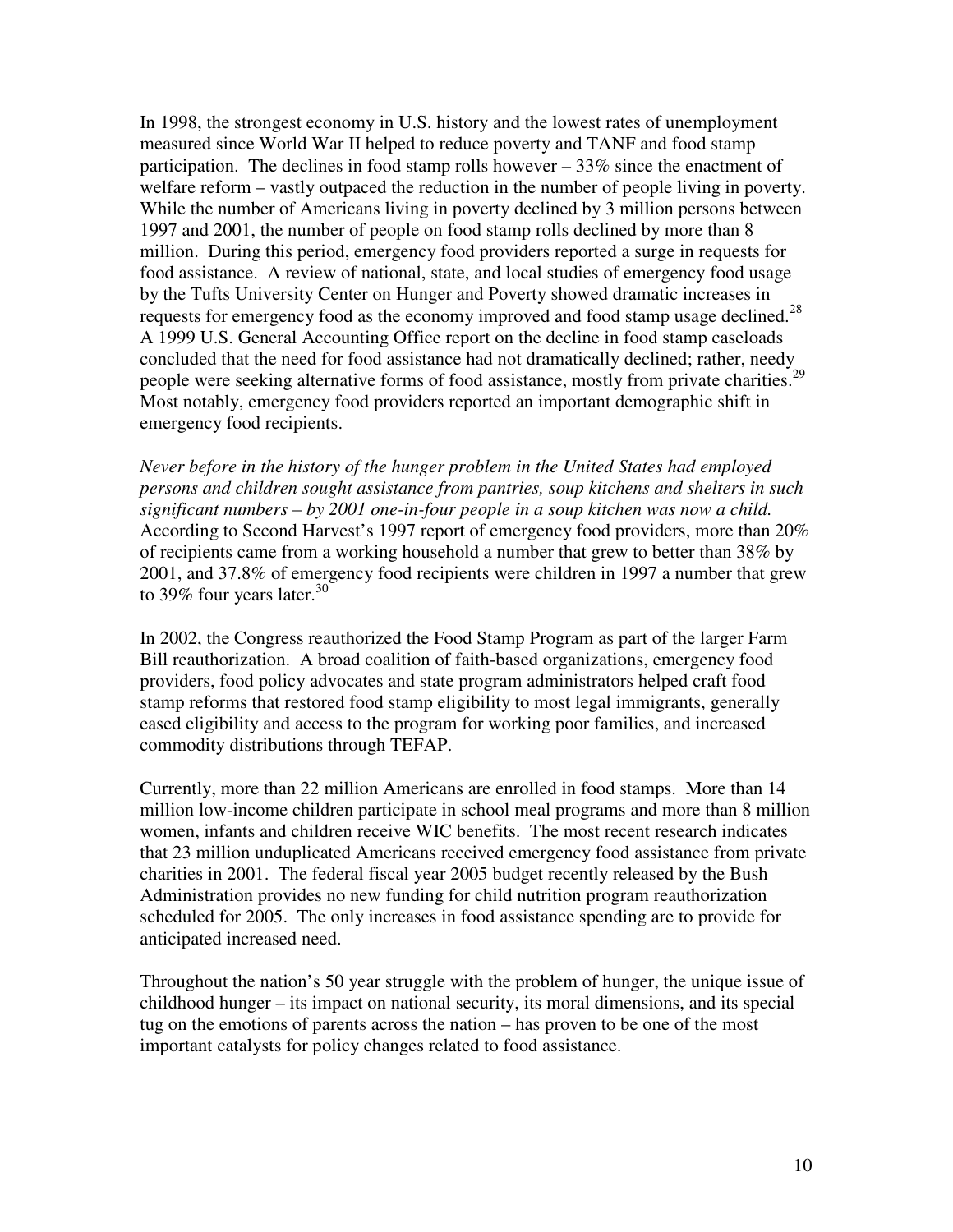In 1998, the strongest economy in U.S. history and the lowest rates of unemployment measured since World War II helped to reduce poverty and TANF and food stamp participation. The declines in food stamp rolls however – 33% since the enactment of welfare reform – vastly outpaced the reduction in the number of people living in poverty. While the number of Americans living in poverty declined by 3 million persons between 1997 and 2001, the number of people on food stamp rolls declined by more than 8 million. During this period, emergency food providers reported a surge in requests for food assistance. A review of national, state, and local studies of emergency food usage by the Tufts University Center on Hunger and Poverty showed dramatic increases in requests for emergency food as the economy improved and food stamp usage declined.[28] A 1999 U.S. General Accounting Office report on the decline in food stamp caseloads concluded that the need for food assistance had not dramatically declined; rather, needy people were seeking alternative forms of food assistance, mostly from private charities.[29] Most notably, emergency food providers reported an important demographic shift in emergency food recipients.

*Never before in the history of the hunger problem in the United States had employed persons and children sought assistance from pantries, soup kitchens and shelters in such significant numbers – by 2001 one-in-four people in a soup kitchen was now a child.* According to Second Harvest's 1997 report of emergency food providers, more than 20% of recipients came from a working household a number that grew to better than 38% by 2001, and 37.8% of emergency food recipients were children in 1997 a number that grew to 39% four years later.[30]

In 2002, the Congress reauthorized the Food Stamp Program as part of the larger Farm Bill reauthorization. A broad coalition of faith-based organizations, emergency food providers, food policy advocates and state program administrators helped craft food stamp reforms that restored food stamp eligibility to most legal immigrants, generally eased eligibility and access to the program for working poor families, and increased commodity distributions through TEFAP.

Currently, more than 22 million Americans are enrolled in food stamps. More than 14 million low-income children participate in school meal programs and more than 8 million women, infants and children receive WIC benefits. The most recent research indicates that 23 million unduplicated Americans received emergency food assistance from private charities in 2001. The federal fiscal year 2005 budget recently released by the Bush Administration provides no new funding for child nutrition program reauthorization scheduled for 2005. The only increases in food assistance spending are to provide for anticipated increased need.

Throughout the nation's 50 year struggle with the problem of hunger, the unique issue of childhood hunger – its impact on national security, its moral dimensions, and its special tug on the emotions of parents across the nation – has proven to be one of the most important catalysts for policy changes related to food assistance.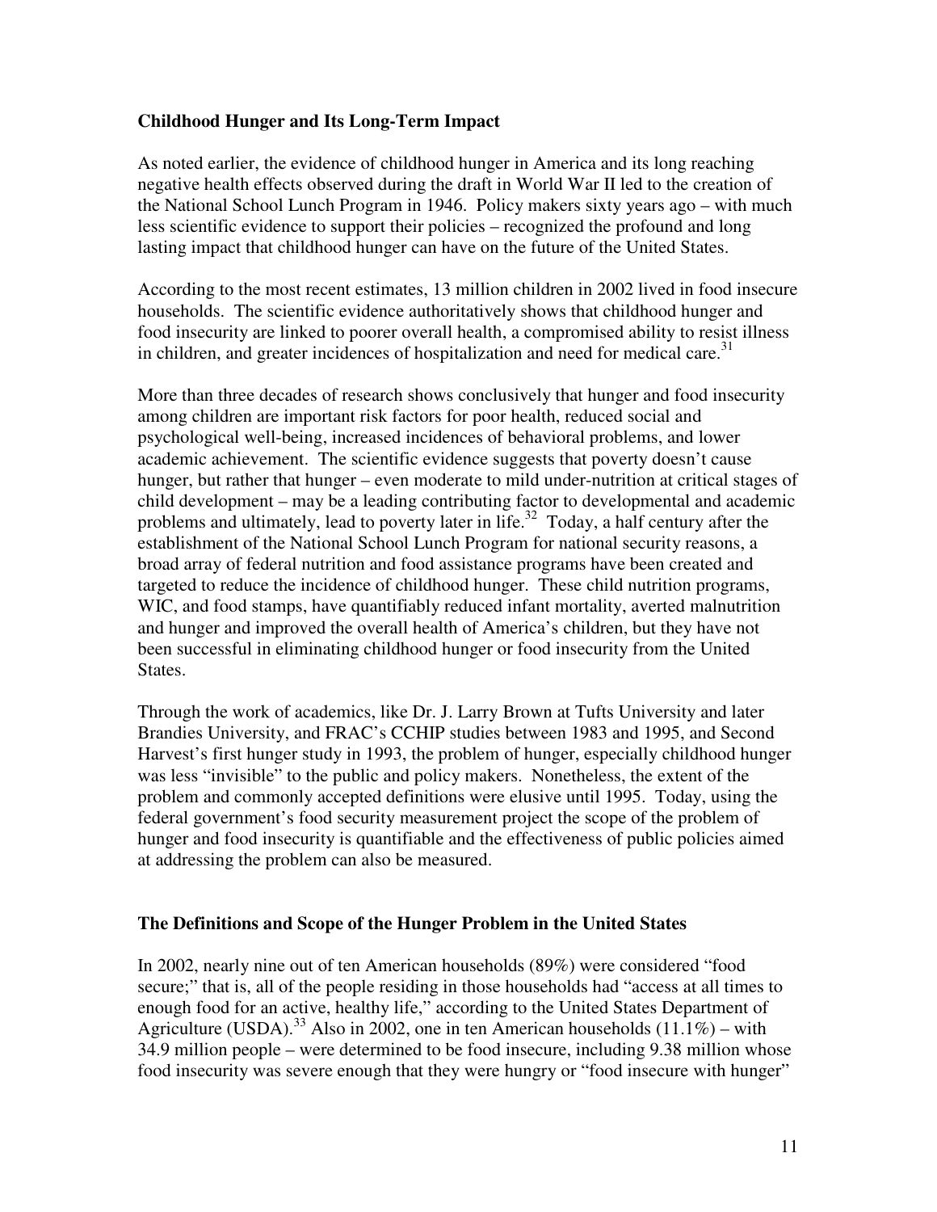### Childhood Hunger and Its Long-Term Impact

As noted earlier, the evidence of childhood hunger in America and its long reaching negative health effects observed during the draft in World War II led to the creation of the National School Lunch Program in 1946. Policy makers sixty years ago – with much less scientific evidence to support their policies – recognized the profound and long lasting impact that childhood hunger can have on the future of the United States.

According to the most recent estimates, 13 million children in 2002 lived in food insecure households. The scientific evidence authoritatively shows that childhood hunger and food insecurity are linked to poorer overall health, a compromised ability to resist illness in children, and greater incidences of hospitalization and need for medical care.[31]

More than three decades of research shows conclusively that hunger and food insecurity among children are important risk factors for poor health, reduced social and psychological well-being, increased incidences of behavioral problems, and lower academic achievement. The scientific evidence suggests that poverty doesn't cause hunger, but rather that hunger – even moderate to mild under-nutrition at critical stages of child development – may be a leading contributing factor to developmental and academic problems and ultimately, lead to poverty later in life.[32] Today, a half century after the establishment of the National School Lunch Program for national security reasons, a broad array of federal nutrition and food assistance programs have been created and targeted to reduce the incidence of childhood hunger. These child nutrition programs, WIC, and food stamps, have quantifiably reduced infant mortality, averted malnutrition and hunger and improved the overall health of America's children, but they have not been successful in eliminating childhood hunger or food insecurity from the United States.

Through the work of academics, like Dr. J. Larry Brown at Tufts University and later Brandies University, and FRAC's CCHIP studies between 1983 and 1995, and Second Harvest's first hunger study in 1993, the problem of hunger, especially childhood hunger was less "invisible" to the public and policy makers. Nonetheless, the extent of the problem and commonly accepted definitions were elusive until 1995. Today, using the federal government's food security measurement project the scope of the problem of hunger and food insecurity is quantifiable and the effectiveness of public policies aimed at addressing the problem can also be measured.

### The Definitions and Scope of the Hunger Problem in the United States

In 2002, nearly nine out of ten American households (89%) were considered "food secure;" that is, all of the people residing in those households had "access at all times to enough food for an active, healthy life," according to the United States Department of Agriculture (USDA).[33] Also in 2002, one in ten American households (11.1%) – with 34.9 million people – were determined to be food insecure, including 9.38 million whose food insecurity was severe enough that they were hungry or "food insecure with hunger"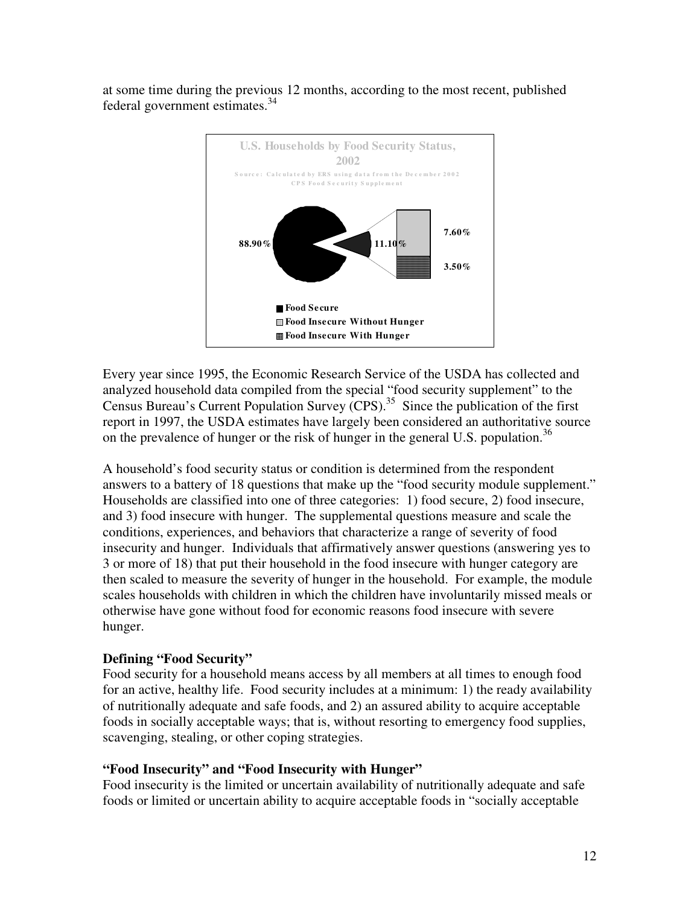at some time during the previous 12 months, according to the most recent, published federal government estimates.[34]

**U.S. Households by Food Security Status, 2002**

Source: Calculated by ERS using data from the December 2002 CPS Food Security Supplement

88.90%

11.10%

7.60%

3.50%

- Food Secure
- Food Insecure Without Hunger
- Food Insecure With Hunger

Every year since 1995, the Economic Research Service of the USDA has collected and analyzed household data compiled from the special "food security supplement" to the Census Bureau's Current Population Survey (CPS).[35] Since the publication of the first report in 1997, the USDA estimates have largely been considered an authoritative source on the prevalence of hunger or the risk of hunger in the general U.S. population.[36]

A household's food security status or condition is determined from the respondent answers to a battery of 18 questions that make up the "food security module supplement." Households are classified into one of three categories: 1) food secure, 2) food insecure, and 3) food insecure with hunger. The supplemental questions measure and scale the conditions, experiences, and behaviors that characterize a range of severity of food insecurity and hunger. Individuals that affirmatively answer questions (answering yes to 3 or more of 18) that put their household in the food insecure with hunger category are then scaled to measure the severity of hunger in the household. For example, the module scales households with children in which the children have involuntarily missed meals or otherwise have gone without food for economic reasons food insecure with severe hunger.

**Defining "Food Security"**

Food security for a household means access by all members at all times to enough food for an active, healthy life. Food security includes at a minimum: 1) the ready availability of nutritionally adequate and safe foods, and 2) an assured ability to acquire acceptable foods in socially acceptable ways; that is, without resorting to emergency food supplies, scavenging, stealing, or other coping strategies.

**"Food Insecurity" and "Food Insecurity with Hunger"**

Food insecurity is the limited or uncertain availability of nutritionally adequate and safe foods or limited or uncertain ability to acquire acceptable foods in "socially acceptable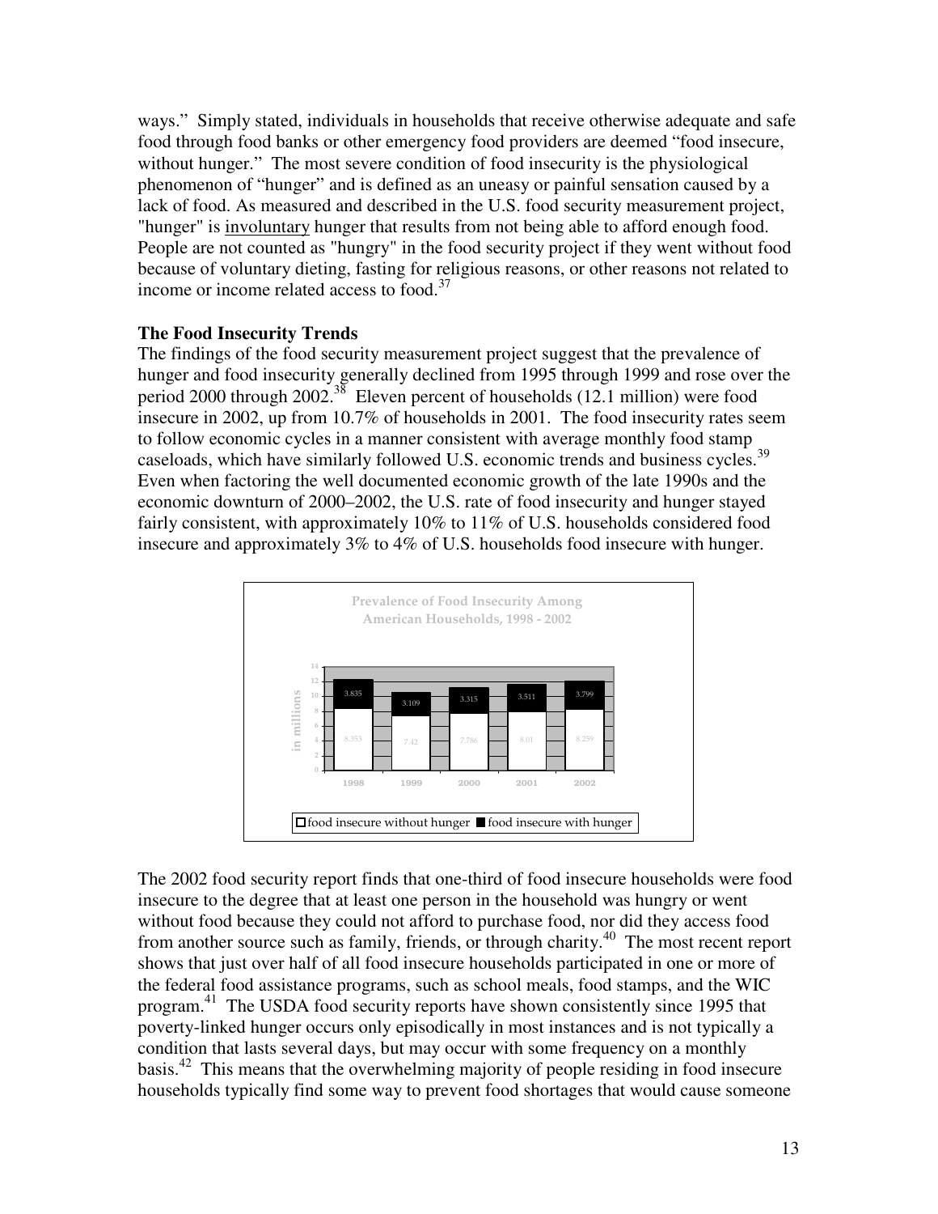ways." Simply stated, individuals in households that receive otherwise adequate and safe food through food banks or other emergency food providers are deemed "food insecure, without hunger." The most severe condition of food insecurity is the physiological phenomenon of "hunger" and is defined as an uneasy or painful sensation caused by a lack of food. As measured and described in the U.S. food security measurement project, "hunger" is involuntary hunger that results from not being able to afford enough food. People are not counted as "hungry" in the food security project if they went without food because of voluntary dieting, fasting for religious reasons, or other reasons not related to income or income related access to food.[37]

### The Food Insecurity Trends

The findings of the food security measurement project suggest that the prevalence of hunger and food insecurity generally declined from 1995 through 1999 and rose over the period 2000 through 2002.[38] Eleven percent of households (12.1 million) were food insecure in 2002, up from 10.7% of households in 2001. The food insecurity rates seem to follow economic cycles in a manner consistent with average monthly food stamp caseloads, which have similarly followed U.S. economic trends and business cycles.[39] Even when factoring the well documented economic growth of the late 1990s and the economic downturn of 2000–2002, the U.S. rate of food insecurity and hunger stayed fairly consistent, with approximately 10% to 11% of U.S. households considered food insecure and approximately 3% to 4% of U.S. households food insecure with hunger.

**Prevalence of Food Insecurity Among American Households, 1998 - 2002**

| in millions | 1998 | 1999 | 2000 | 2001 | 2002 |
|---|---|---|---|---|---|
| food insecure without hunger | 8.353 | 7.42 | 7.786 | 8.01 | 8.259 |
| food insecure with hunger | 3.835 | 3.109 | 3.315 | 3.511 | 3.799 |

The 2002 food security report finds that one-third of food insecure households were food insecure to the degree that at least one person in the household was hungry or went without food because they could not afford to purchase food, nor did they access food from another source such as family, friends, or through charity.[40] The most recent report shows that just over half of all food insecure households participated in one or more of the federal food assistance programs, such as school meals, food stamps, and the WIC program.[41] The USDA food security reports have shown consistently since 1995 that poverty-linked hunger occurs only episodically in most instances and is not typically a condition that lasts several days, but may occur with some frequency on a monthly basis.[42] This means that the overwhelming majority of people residing in food insecure households typically find some way to prevent food shortages that would cause someone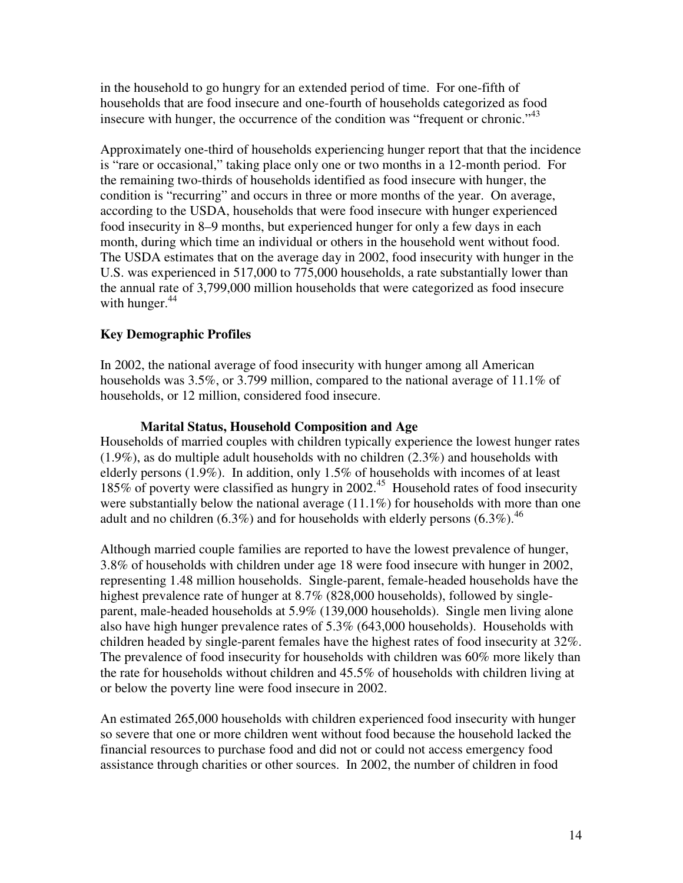in the household to go hungry for an extended period of time. For one-fifth of households that are food insecure and one-fourth of households categorized as food insecure with hunger, the occurrence of the condition was "frequent or chronic."[43]

Approximately one-third of households experiencing hunger report that that the incidence is "rare or occasional," taking place only one or two months in a 12-month period. For the remaining two-thirds of households identified as food insecure with hunger, the condition is "recurring" and occurs in three or more months of the year. On average, according to the USDA, households that were food insecure with hunger experienced food insecurity in 8–9 months, but experienced hunger for only a few days in each month, during which time an individual or others in the household went without food. The USDA estimates that on the average day in 2002, food insecurity with hunger in the U.S. was experienced in 517,000 to 775,000 households, a rate substantially lower than the annual rate of 3,799,000 million households that were categorized as food insecure with hunger.[44]

### Key Demographic Profiles

In 2002, the national average of food insecurity with hunger among all American households was 3.5%, or 3.799 million, compared to the national average of 11.1% of households, or 12 million, considered food insecure.

#### Marital Status, Household Composition and Age

Households of married couples with children typically experience the lowest hunger rates (1.9%), as do multiple adult households with no children (2.3%) and households with elderly persons (1.9%). In addition, only 1.5% of households with incomes of at least 185% of poverty were classified as hungry in 2002.[45] Household rates of food insecurity were substantially below the national average (11.1%) for households with more than one adult and no children (6.3%) and for households with elderly persons (6.3%).[46]

Although married couple families are reported to have the lowest prevalence of hunger, 3.8% of households with children under age 18 were food insecure with hunger in 2002, representing 1.48 million households. Single-parent, female-headed households have the highest prevalence rate of hunger at 8.7% (828,000 households), followed by single-parent, male-headed households at 5.9% (139,000 households). Single men living alone also have high hunger prevalence rates of 5.3% (643,000 households). Households with children headed by single-parent females have the highest rates of food insecurity at 32%. The prevalence of food insecurity for households with children was 60% more likely than the rate for households without children and 45.5% of households with children living at or below the poverty line were food insecure in 2002.

An estimated 265,000 households with children experienced food insecurity with hunger so severe that one or more children went without food because the household lacked the financial resources to purchase food and did not or could not access emergency food assistance through charities or other sources. In 2002, the number of children in food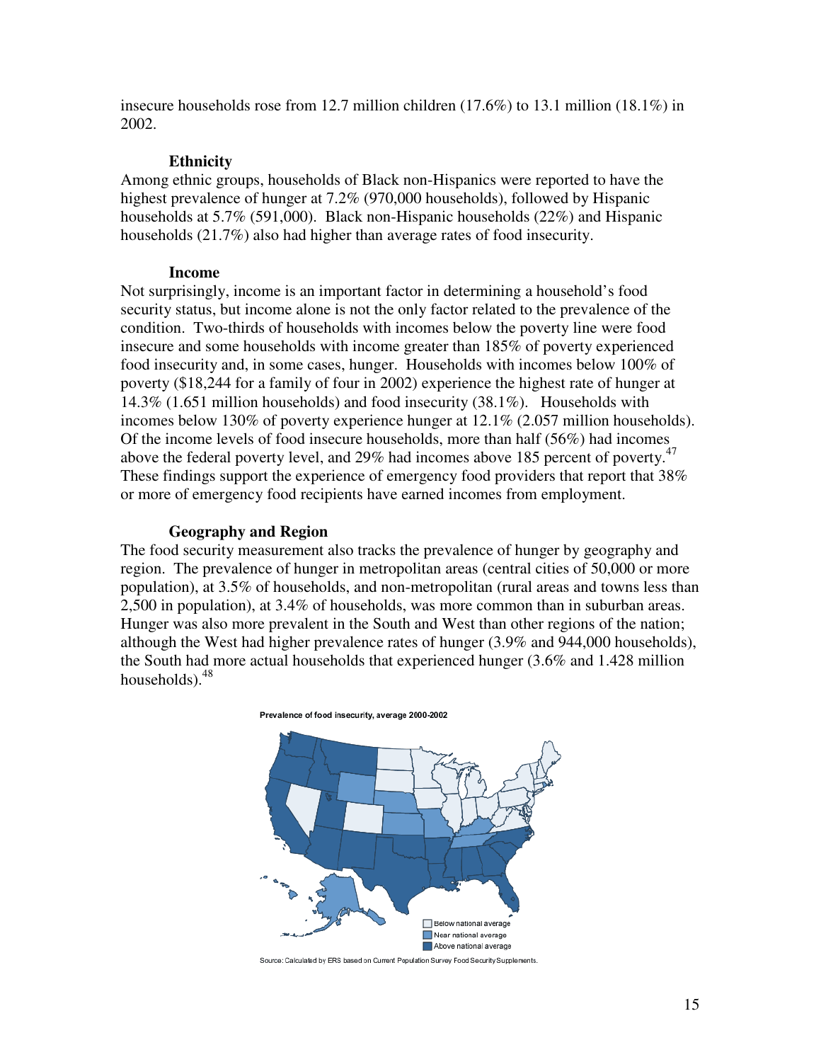insecure households rose from 12.7 million children (17.6%) to 13.1 million (18.1%) in 2002.

**Ethnicity**

Among ethnic groups, households of Black non-Hispanics were reported to have the highest prevalence of hunger at 7.2% (970,000 households), followed by Hispanic households at 5.7% (591,000). Black non-Hispanic households (22%) and Hispanic households (21.7%) also had higher than average rates of food insecurity.

**Income**

Not surprisingly, income is an important factor in determining a household's food security status, but income alone is not the only factor related to the prevalence of the condition. Two-thirds of households with incomes below the poverty line were food insecure and some households with income greater than 185% of poverty experienced food insecurity and, in some cases, hunger. Households with incomes below 100% of poverty ($18,244 for a family of four in 2002) experience the highest rate of hunger at 14.3% (1.651 million households) and food insecurity (38.1%). Households with incomes below 130% of poverty experience hunger at 12.1% (2.057 million households). Of the income levels of food insecure households, more than half (56%) had incomes above the federal poverty level, and 29% had incomes above 185 percent of poverty.[47] These findings support the experience of emergency food providers that report that 38% or more of emergency food recipients have earned incomes from employment.

**Geography and Region**

The food security measurement also tracks the prevalence of hunger by geography and region. The prevalence of hunger in metropolitan areas (central cities of 50,000 or more population), at 3.5% of households, and non-metropolitan (rural areas and towns less than 2,500 in population), at 3.4% of households, was more common than in suburban areas. Hunger was also more prevalent in the South and West than other regions of the nation; although the West had higher prevalence rates of hunger (3.9% and 944,000 households), the South had more actual households that experienced hunger (3.6% and 1.428 million households).[48]

**Prevalence of food insecurity, average 2000-2002**

Below national average
Near national average
Above national average

Source: Calculated by ERS based on Current Population Survey Food Security Supplements.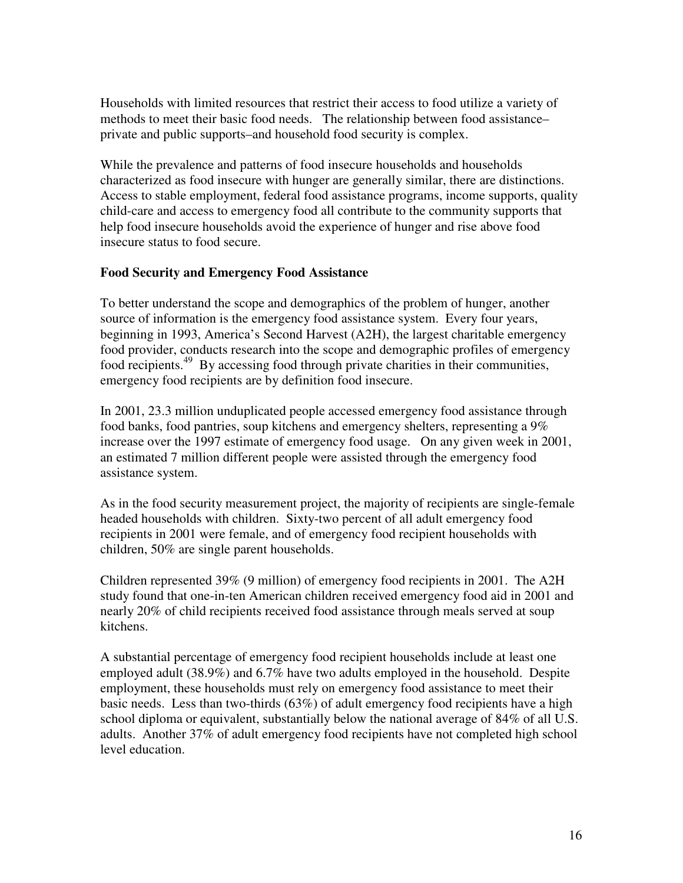Households with limited resources that restrict their access to food utilize a variety of methods to meet their basic food needs. The relationship between food assistance–private and public supports–and household food security is complex.

While the prevalence and patterns of food insecure households and households characterized as food insecure with hunger are generally similar, there are distinctions. Access to stable employment, federal food assistance programs, income supports, quality child-care and access to emergency food all contribute to the community supports that help food insecure households avoid the experience of hunger and rise above food insecure status to food secure.

**Food Security and Emergency Food Assistance**

To better understand the scope and demographics of the problem of hunger, another source of information is the emergency food assistance system. Every four years, beginning in 1993, America's Second Harvest (A2H), the largest charitable emergency food provider, conducts research into the scope and demographic profiles of emergency food recipients.[49] By accessing food through private charities in their communities, emergency food recipients are by definition food insecure.

In 2001, 23.3 million unduplicated people accessed emergency food assistance through food banks, food pantries, soup kitchens and emergency shelters, representing a 9% increase over the 1997 estimate of emergency food usage. On any given week in 2001, an estimated 7 million different people were assisted through the emergency food assistance system.

As in the food security measurement project, the majority of recipients are single-female headed households with children. Sixty-two percent of all adult emergency food recipients in 2001 were female, and of emergency food recipient households with children, 50% are single parent households.

Children represented 39% (9 million) of emergency food recipients in 2001. The A2H study found that one-in-ten American children received emergency food aid in 2001 and nearly 20% of child recipients received food assistance through meals served at soup kitchens.

A substantial percentage of emergency food recipient households include at least one employed adult (38.9%) and 6.7% have two adults employed in the household. Despite employment, these households must rely on emergency food assistance to meet their basic needs. Less than two-thirds (63%) of adult emergency food recipients have a high school diploma or equivalent, substantially below the national average of 84% of all U.S. adults. Another 37% of adult emergency food recipients have not completed high school level education.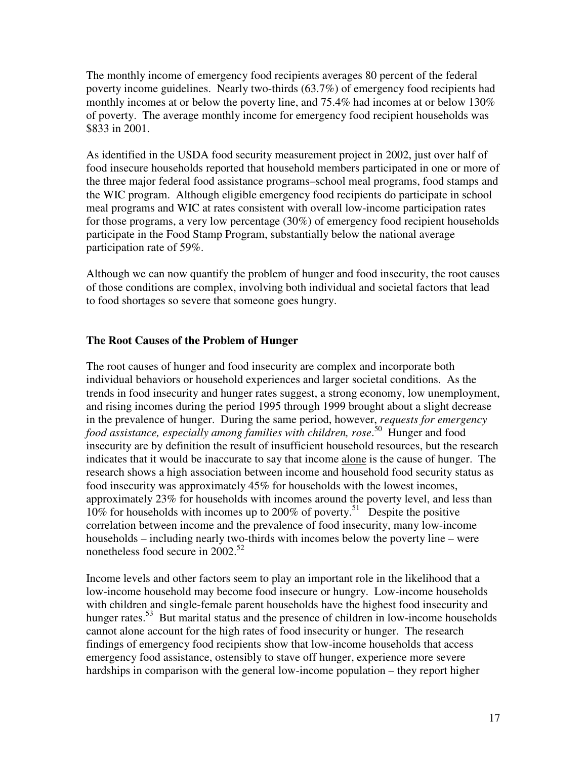The monthly income of emergency food recipients averages 80 percent of the federal poverty income guidelines. Nearly two-thirds (63.7%) of emergency food recipients had monthly incomes at or below the poverty line, and 75.4% had incomes at or below 130% of poverty. The average monthly income for emergency food recipient households was $833 in 2001.

As identified in the USDA food security measurement project in 2002, just over half of food insecure households reported that household members participated in one or more of the three major federal food assistance programs–school meal programs, food stamps and the WIC program. Although eligible emergency food recipients do participate in school meal programs and WIC at rates consistent with overall low-income participation rates for those programs, a very low percentage (30%) of emergency food recipient households participate in the Food Stamp Program, substantially below the national average participation rate of 59%.

Although we can now quantify the problem of hunger and food insecurity, the root causes of those conditions are complex, involving both individual and societal factors that lead to food shortages so severe that someone goes hungry.

### The Root Causes of the Problem of Hunger

The root causes of hunger and food insecurity are complex and incorporate both individual behaviors or household experiences and larger societal conditions. As the trends in food insecurity and hunger rates suggest, a strong economy, low unemployment, and rising incomes during the period 1995 through 1999 brought about a slight decrease in the prevalence of hunger. During the same period, however, *requests for emergency food assistance, especially among families with children, rose*.[50] Hunger and food insecurity are by definition the result of insufficient household resources, but the research indicates that it would be inaccurate to say that income <u>alone</u> is the cause of hunger. The research shows a high association between income and household food security status as food insecurity was approximately 45% for households with the lowest incomes, approximately 23% for households with incomes around the poverty level, and less than 10% for households with incomes up to 200% of poverty.[51] Despite the positive correlation between income and the prevalence of food insecurity, many low-income households – including nearly two-thirds with incomes below the poverty line – were nonetheless food secure in 2002.[52]

Income levels and other factors seem to play an important role in the likelihood that a low-income household may become food insecure or hungry. Low-income households with children and single-female parent households have the highest food insecurity and hunger rates.[53] But marital status and the presence of children in low-income households cannot alone account for the high rates of food insecurity or hunger. The research findings of emergency food recipients show that low-income households that access emergency food assistance, ostensibly to stave off hunger, experience more severe hardships in comparison with the general low-income population – they report higher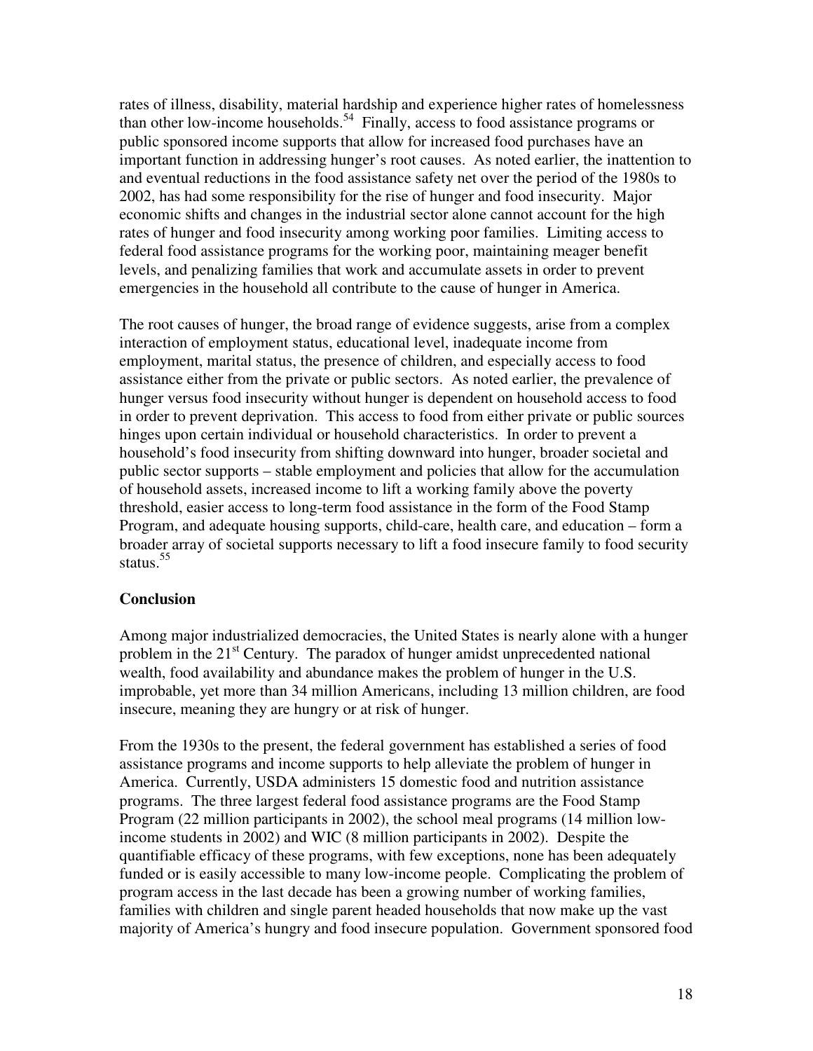rates of illness, disability, material hardship and experience higher rates of homelessness than other low-income households.[54] Finally, access to food assistance programs or public sponsored income supports that allow for increased food purchases have an important function in addressing hunger's root causes. As noted earlier, the inattention to and eventual reductions in the food assistance safety net over the period of the 1980s to 2002, has had some responsibility for the rise of hunger and food insecurity. Major economic shifts and changes in the industrial sector alone cannot account for the high rates of hunger and food insecurity among working poor families. Limiting access to federal food assistance programs for the working poor, maintaining meager benefit levels, and penalizing families that work and accumulate assets in order to prevent emergencies in the household all contribute to the cause of hunger in America.

The root causes of hunger, the broad range of evidence suggests, arise from a complex interaction of employment status, educational level, inadequate income from employment, marital status, the presence of children, and especially access to food assistance either from the private or public sectors. As noted earlier, the prevalence of hunger versus food insecurity without hunger is dependent on household access to food in order to prevent deprivation. This access to food from either private or public sources hinges upon certain individual or household characteristics. In order to prevent a household's food insecurity from shifting downward into hunger, broader societal and public sector supports – stable employment and policies that allow for the accumulation of household assets, increased income to lift a working family above the poverty threshold, easier access to long-term food assistance in the form of the Food Stamp Program, and adequate housing supports, child-care, health care, and education – form a broader array of societal supports necessary to lift a food insecure family to food security status.[55]

## Conclusion

Among major industrialized democracies, the United States is nearly alone with a hunger problem in the 21st Century. The paradox of hunger amidst unprecedented national wealth, food availability and abundance makes the problem of hunger in the U.S. improbable, yet more than 34 million Americans, including 13 million children, are food insecure, meaning they are hungry or at risk of hunger.

From the 1930s to the present, the federal government has established a series of food assistance programs and income supports to help alleviate the problem of hunger in America. Currently, USDA administers 15 domestic food and nutrition assistance programs. The three largest federal food assistance programs are the Food Stamp Program (22 million participants in 2002), the school meal programs (14 million low-income students in 2002) and WIC (8 million participants in 2002). Despite the quantifiable efficacy of these programs, with few exceptions, none has been adequately funded or is easily accessible to many low-income people. Complicating the problem of program access in the last decade has been a growing number of working families, families with children and single parent headed households that now make up the vast majority of America's hungry and food insecure population. Government sponsored food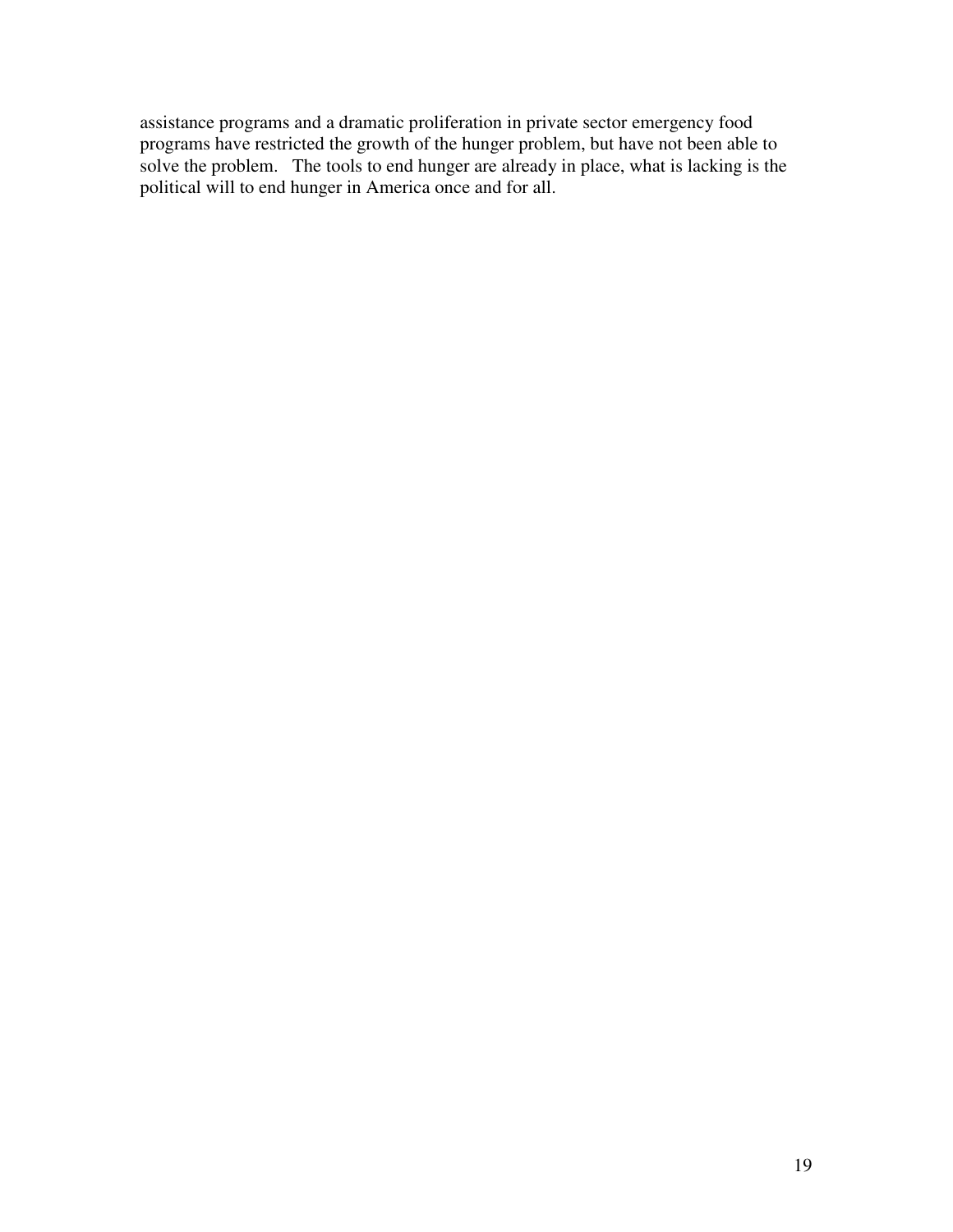assistance programs and a dramatic proliferation in private sector emergency food programs have restricted the growth of the hunger problem, but have not been able to solve the problem. The tools to end hunger are already in place, what is lacking is the political will to end hunger in America once and for all.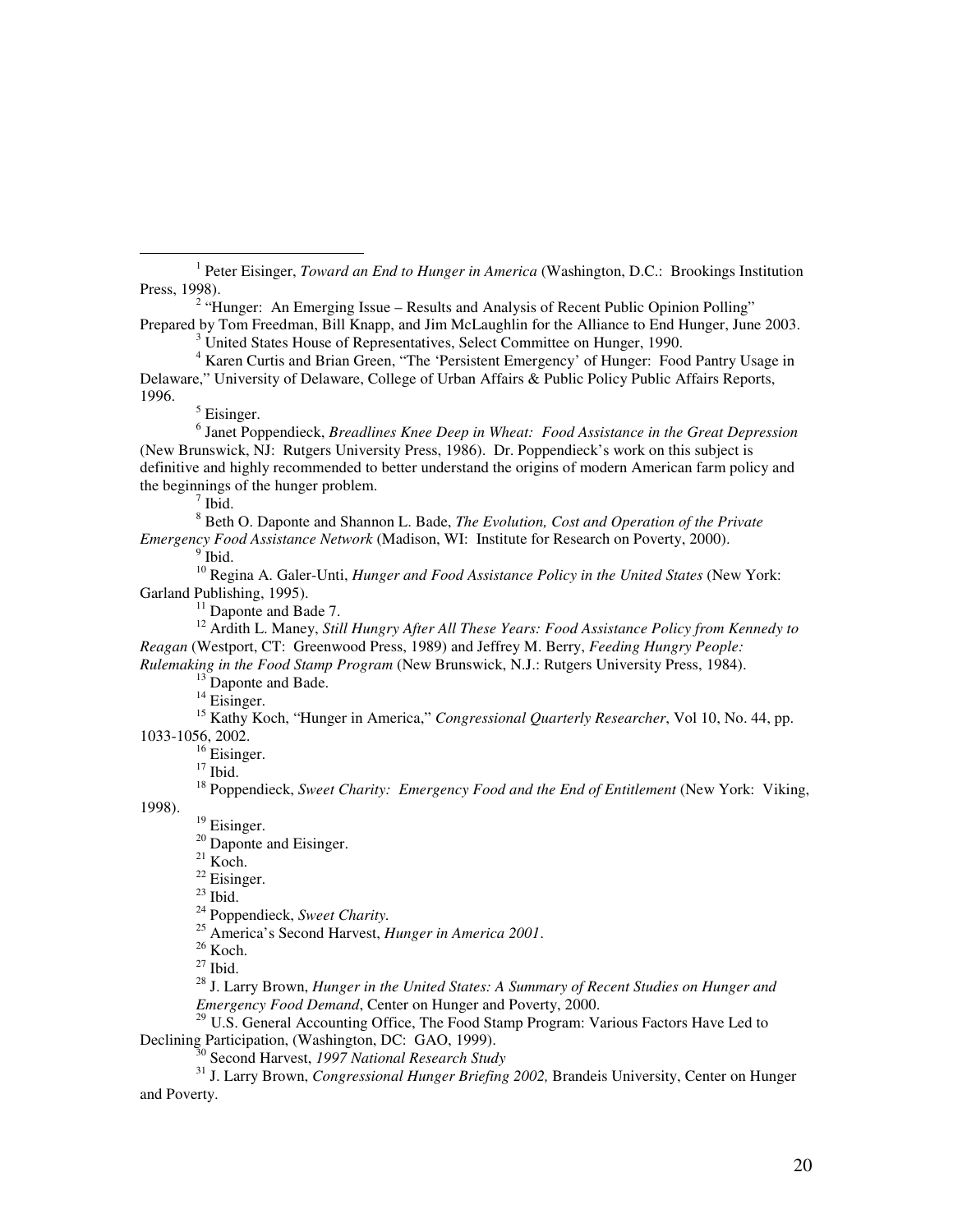[1] Peter Eisinger, *Toward an End to Hunger in America* (Washington, D.C.: Brookings Institution Press, 1998).

[2] "Hunger: An Emerging Issue – Results and Analysis of Recent Public Opinion Polling" Prepared by Tom Freedman, Bill Knapp, and Jim McLaughlin for the Alliance to End Hunger, June 2003.

[3] United States House of Representatives, Select Committee on Hunger, 1990.

[4] Karen Curtis and Brian Green, "The 'Persistent Emergency' of Hunger: Food Pantry Usage in Delaware," University of Delaware, College of Urban Affairs & Public Policy Public Affairs Reports, 1996.

[5] Eisinger.

[6] Janet Poppendieck, *Breadlines Knee Deep in Wheat: Food Assistance in the Great Depression* (New Brunswick, NJ: Rutgers University Press, 1986). Dr. Poppendieck's work on this subject is definitive and highly recommended to better understand the origins of modern American farm policy and the beginnings of the hunger problem.

[7] Ibid.

[8] Beth O. Daponte and Shannon L. Bade, *The Evolution, Cost and Operation of the Private Emergency Food Assistance Network* (Madison, WI: Institute for Research on Poverty, 2000).

[9] Ibid.

[10] Regina A. Galer-Unti, *Hunger and Food Assistance Policy in the United States* (New York: Garland Publishing, 1995).

[11] Daponte and Bade 7.

[12] Ardith L. Maney, *Still Hungry After All These Years: Food Assistance Policy from Kennedy to Reagan* (Westport, CT: Greenwood Press, 1989) and Jeffrey M. Berry, *Feeding Hungry People: Rulemaking in the Food Stamp Program* (New Brunswick, N.J.: Rutgers University Press, 1984).

[13] Daponte and Bade.

[14] Eisinger.

[15] Kathy Koch, "Hunger in America," *Congressional Quarterly Researcher*, Vol 10, No. 44, pp. 1033-1056, 2002.

[16] Eisinger.

[17] Ibid.

[18] Poppendieck, *Sweet Charity: Emergency Food and the End of Entitlement* (New York: Viking, 1998).

[19] Eisinger.

[20] Daponte and Eisinger.

[21] Koch.

[22] Eisinger.

[23] Ibid.

[24] Poppendieck, *Sweet Charity.*

[25] America's Second Harvest, *Hunger in America 2001*.

[26] Koch.

[27] Ibid.

[28] J. Larry Brown, *Hunger in the United States: A Summary of Recent Studies on Hunger and Emergency Food Demand*, Center on Hunger and Poverty, 2000.

[29] U.S. General Accounting Office, The Food Stamp Program: Various Factors Have Led to Declining Participation, (Washington, DC: GAO, 1999).

[30] Second Harvest, *1997 National Research Study*

[31] J. Larry Brown, *Congressional Hunger Briefing 2002,* Brandeis University, Center on Hunger and Poverty.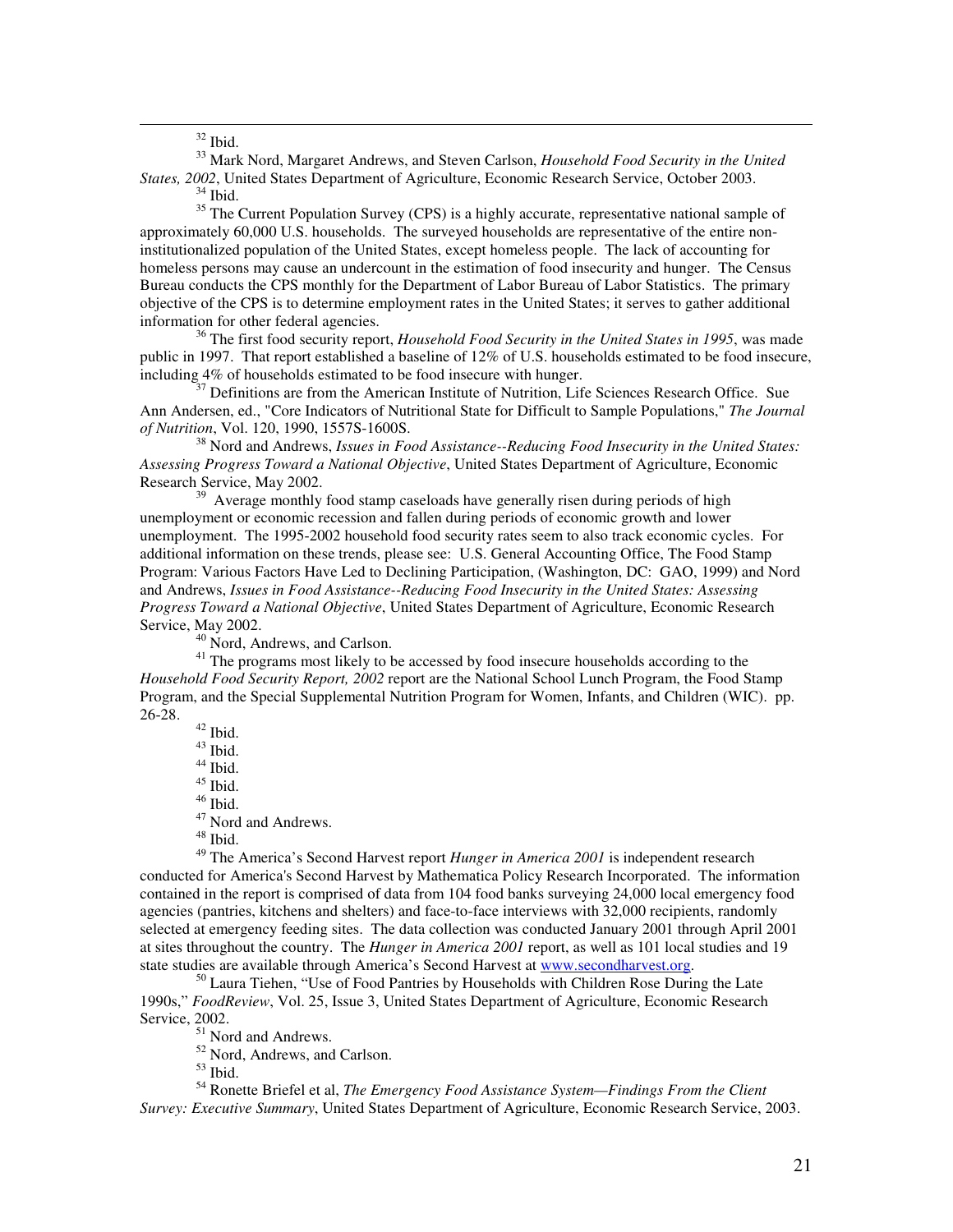[32] Ibid.

[33] Mark Nord, Margaret Andrews, and Steven Carlson, *Household Food Security in the United States, 2002*, United States Department of Agriculture, Economic Research Service, October 2003.

[34] Ibid.

[35] The Current Population Survey (CPS) is a highly accurate, representative national sample of approximately 60,000 U.S. households. The surveyed households are representative of the entire non-institutionalized population of the United States, except homeless people. The lack of accounting for homeless persons may cause an undercount in the estimation of food insecurity and hunger. The Census Bureau conducts the CPS monthly for the Department of Labor Bureau of Labor Statistics. The primary objective of the CPS is to determine employment rates in the United States; it serves to gather additional information for other federal agencies.

[36] The first food security report, *Household Food Security in the United States in 1995*, was made public in 1997. That report established a baseline of 12% of U.S. households estimated to be food insecure, including 4% of households estimated to be food insecure with hunger.

[37] Definitions are from the American Institute of Nutrition, Life Sciences Research Office. Sue Ann Andersen, ed., "Core Indicators of Nutritional State for Difficult to Sample Populations," *The Journal of Nutrition*, Vol. 120, 1990, 1557S-1600S.

[38] Nord and Andrews, *Issues in Food Assistance--Reducing Food Insecurity in the United States: Assessing Progress Toward a National Objective*, United States Department of Agriculture, Economic Research Service, May 2002.

[39] Average monthly food stamp caseloads have generally risen during periods of high unemployment or economic recession and fallen during periods of economic growth and lower unemployment. The 1995-2002 household food security rates seem to also track economic cycles. For additional information on these trends, please see: U.S. General Accounting Office, The Food Stamp Program: Various Factors Have Led to Declining Participation, (Washington, DC: GAO, 1999) and Nord and Andrews, *Issues in Food Assistance--Reducing Food Insecurity in the United States: Assessing Progress Toward a National Objective*, United States Department of Agriculture, Economic Research Service, May 2002.

[40] Nord, Andrews, and Carlson.

[41] The programs most likely to be accessed by food insecure households according to the *Household Food Security Report, 2002* report are the National School Lunch Program, the Food Stamp Program, and the Special Supplemental Nutrition Program for Women, Infants, and Children (WIC). pp. 26-28.

[42] Ibid.

[43] Ibid.

[44] Ibid.

[45] Ibid.

[46] Ibid.

[47] Nord and Andrews.

[48] Ibid.

[49] The America's Second Harvest report *Hunger in America 2001* is independent research conducted for America's Second Harvest by Mathematica Policy Research Incorporated. The information contained in the report is comprised of data from 104 food banks surveying 24,000 local emergency food agencies (pantries, kitchens and shelters) and face-to-face interviews with 32,000 recipients, randomly selected at emergency feeding sites. The data collection was conducted January 2001 through April 2001 at sites throughout the country. The *Hunger in America 2001* report, as well as 101 local studies and 19 state studies are available through America's Second Harvest at www.secondharvest.org.

[50] Laura Tiehen, "Use of Food Pantries by Households with Children Rose During the Late 1990s," *FoodReview*, Vol. 25, Issue 3, United States Department of Agriculture, Economic Research Service, 2002.

[51] Nord and Andrews.

[52] Nord, Andrews, and Carlson.

[53] Ibid.

[54] Ronette Briefel et al, *The Emergency Food Assistance System—Findings From the Client Survey: Executive Summary*, United States Department of Agriculture, Economic Research Service, 2003.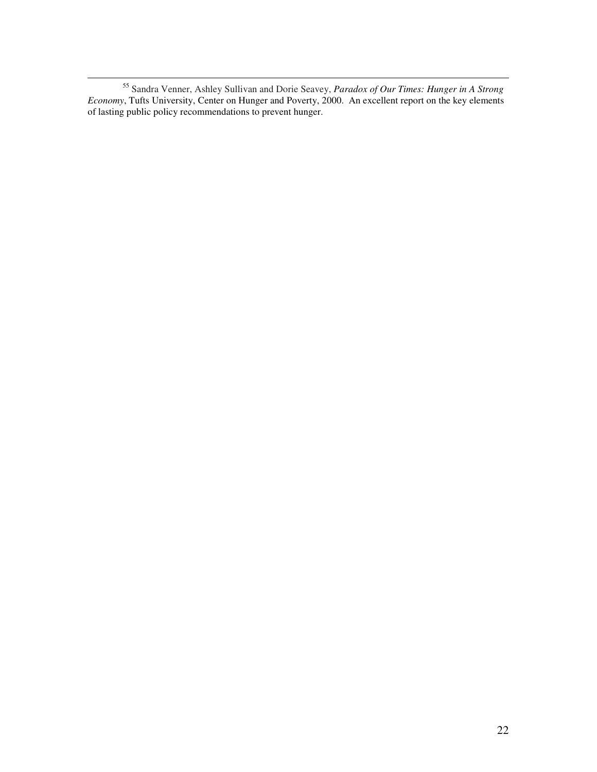[55] Sandra Venner, Ashley Sullivan and Dorie Seavey, *Paradox of Our Times: Hunger in A Strong Economy*, Tufts University, Center on Hunger and Poverty, 2000. An excellent report on the key elements of lasting public policy recommendations to prevent hunger.